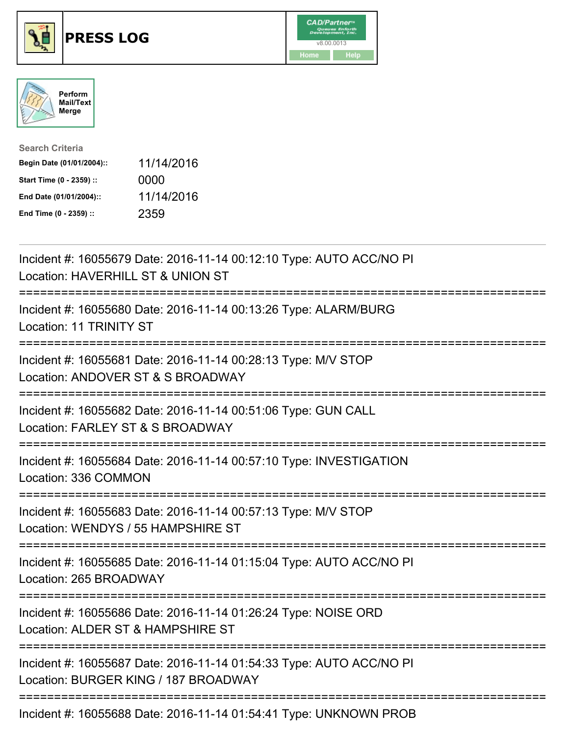# PRESS LOG

Perform Mail/Text Merge

**Search Criteria**

| | |
|---|---|
| **Begin Date (01/01/2004)::** | 11/14/2016 |
| **Start Time (0 - 2359) ::** | 0000 |
| **End Date (01/01/2004)::** | 11/14/2016 |
| **End Time (0 - 2359) ::** | 2359 |

---

Incident #: 16055679 Date: 2016-11-14 00:12:10 Type: AUTO ACC/NO PI
Location: HAVERHILL ST & UNION ST

===========================================================================

Incident #: 16055680 Date: 2016-11-14 00:13:26 Type: ALARM/BURG
Location: 11 TRINITY ST

===========================================================================

Incident #: 16055681 Date: 2016-11-14 00:28:13 Type: M/V STOP
Location: ANDOVER ST & S BROADWAY

===========================================================================

Incident #: 16055682 Date: 2016-11-14 00:51:06 Type: GUN CALL
Location: FARLEY ST & S BROADWAY

===========================================================================

Incident #: 16055684 Date: 2016-11-14 00:57:10 Type: INVESTIGATION
Location: 336 COMMON

===========================================================================

Incident #: 16055683 Date: 2016-11-14 00:57:13 Type: M/V STOP
Location: WENDYS / 55 HAMPSHIRE ST

===========================================================================

Incident #: 16055685 Date: 2016-11-14 01:15:04 Type: AUTO ACC/NO PI
Location: 265 BROADWAY

===========================================================================

Incident #: 16055686 Date: 2016-11-14 01:26:24 Type: NOISE ORD
Location: ALDER ST & HAMPSHIRE ST

===========================================================================

Incident #: 16055687 Date: 2016-11-14 01:54:33 Type: AUTO ACC/NO PI
Location: BURGER KING / 187 BROADWAY

===========================================================================

Incident #: 16055688 Date: 2016-11-14 01:54:41 Type: UNKNOWN PROB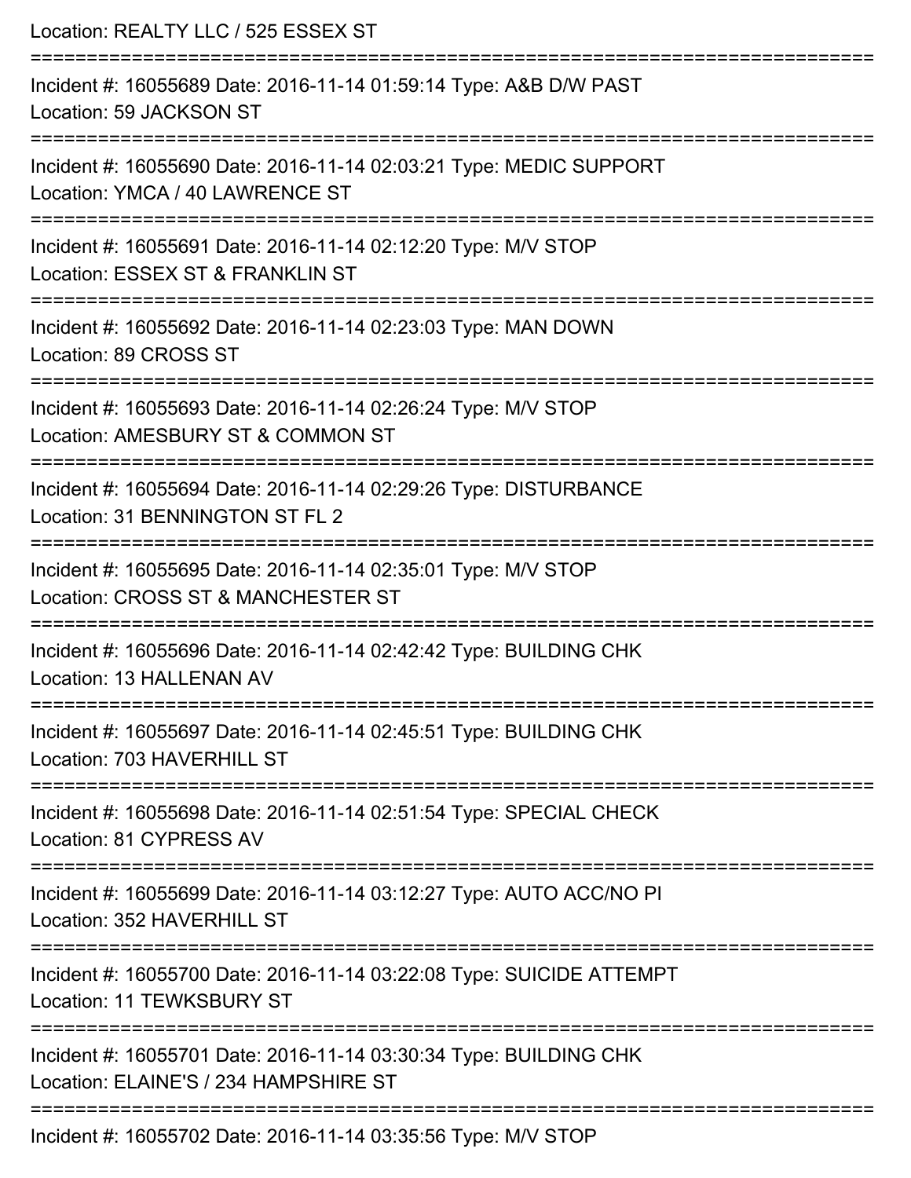Location: REALTY LLC / 525 ESSEX ST

===========================================================================

Incident #: 16055689 Date: 2016-11-14 01:59:14 Type: A&B D/W PAST
Location: 59 JACKSON ST

===========================================================================

Incident #: 16055690 Date: 2016-11-14 02:03:21 Type: MEDIC SUPPORT
Location: YMCA / 40 LAWRENCE ST

===========================================================================

Incident #: 16055691 Date: 2016-11-14 02:12:20 Type: M/V STOP
Location: ESSEX ST & FRANKLIN ST

===========================================================================

Incident #: 16055692 Date: 2016-11-14 02:23:03 Type: MAN DOWN
Location: 89 CROSS ST

===========================================================================

Incident #: 16055693 Date: 2016-11-14 02:26:24 Type: M/V STOP
Location: AMESBURY ST & COMMON ST

===========================================================================

Incident #: 16055694 Date: 2016-11-14 02:29:26 Type: DISTURBANCE
Location: 31 BENNINGTON ST FL 2

===========================================================================

Incident #: 16055695 Date: 2016-11-14 02:35:01 Type: M/V STOP
Location: CROSS ST & MANCHESTER ST

===========================================================================

Incident #: 16055696 Date: 2016-11-14 02:42:42 Type: BUILDING CHK
Location: 13 HALLENAN AV

===========================================================================

Incident #: 16055697 Date: 2016-11-14 02:45:51 Type: BUILDING CHK
Location: 703 HAVERHILL ST

===========================================================================

Incident #: 16055698 Date: 2016-11-14 02:51:54 Type: SPECIAL CHECK
Location: 81 CYPRESS AV

===========================================================================

Incident #: 16055699 Date: 2016-11-14 03:12:27 Type: AUTO ACC/NO PI
Location: 352 HAVERHILL ST

===========================================================================

Incident #: 16055700 Date: 2016-11-14 03:22:08 Type: SUICIDE ATTEMPT
Location: 11 TEWKSBURY ST

===========================================================================

Incident #: 16055701 Date: 2016-11-14 03:30:34 Type: BUILDING CHK
Location: ELAINE'S / 234 HAMPSHIRE ST

===========================================================================

Incident #: 16055702 Date: 2016-11-14 03:35:56 Type: M/V STOP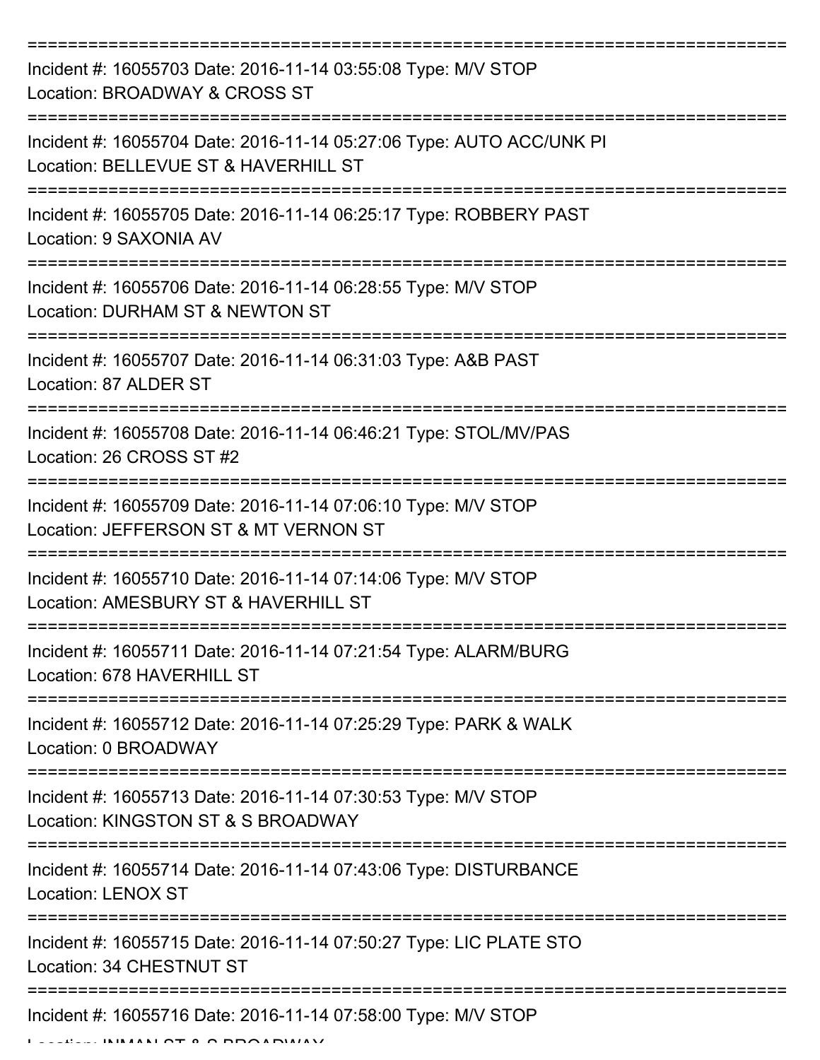===========================================================================

Incident #: 16055703 Date: 2016-11-14 03:55:08 Type: M/V STOP
Location: BROADWAY & CROSS ST

===========================================================================

Incident #: 16055704 Date: 2016-11-14 05:27:06 Type: AUTO ACC/UNK PI
Location: BELLEVUE ST & HAVERHILL ST

===========================================================================

Incident #: 16055705 Date: 2016-11-14 06:25:17 Type: ROBBERY PAST
Location: 9 SAXONIA AV

===========================================================================

Incident #: 16055706 Date: 2016-11-14 06:28:55 Type: M/V STOP
Location: DURHAM ST & NEWTON ST

===========================================================================

Incident #: 16055707 Date: 2016-11-14 06:31:03 Type: A&B PAST
Location: 87 ALDER ST

===========================================================================

Incident #: 16055708 Date: 2016-11-14 06:46:21 Type: STOL/MV/PAS
Location: 26 CROSS ST #2

===========================================================================

Incident #: 16055709 Date: 2016-11-14 07:06:10 Type: M/V STOP
Location: JEFFERSON ST & MT VERNON ST

===========================================================================

Incident #: 16055710 Date: 2016-11-14 07:14:06 Type: M/V STOP
Location: AMESBURY ST & HAVERHILL ST

===========================================================================

Incident #: 16055711 Date: 2016-11-14 07:21:54 Type: ALARM/BURG
Location: 678 HAVERHILL ST

===========================================================================

Incident #: 16055712 Date: 2016-11-14 07:25:29 Type: PARK & WALK
Location: 0 BROADWAY

===========================================================================

Incident #: 16055713 Date: 2016-11-14 07:30:53 Type: M/V STOP
Location: KINGSTON ST & S BROADWAY

===========================================================================

Incident #: 16055714 Date: 2016-11-14 07:43:06 Type: DISTURBANCE
Location: LENOX ST

===========================================================================

Incident #: 16055715 Date: 2016-11-14 07:50:27 Type: LIC PLATE STO
Location: 34 CHESTNUT ST

===========================================================================

Incident #: 16055716 Date: 2016-11-14 07:58:00 Type: M/V STOP
Location: INMAN ST & S BROADWAY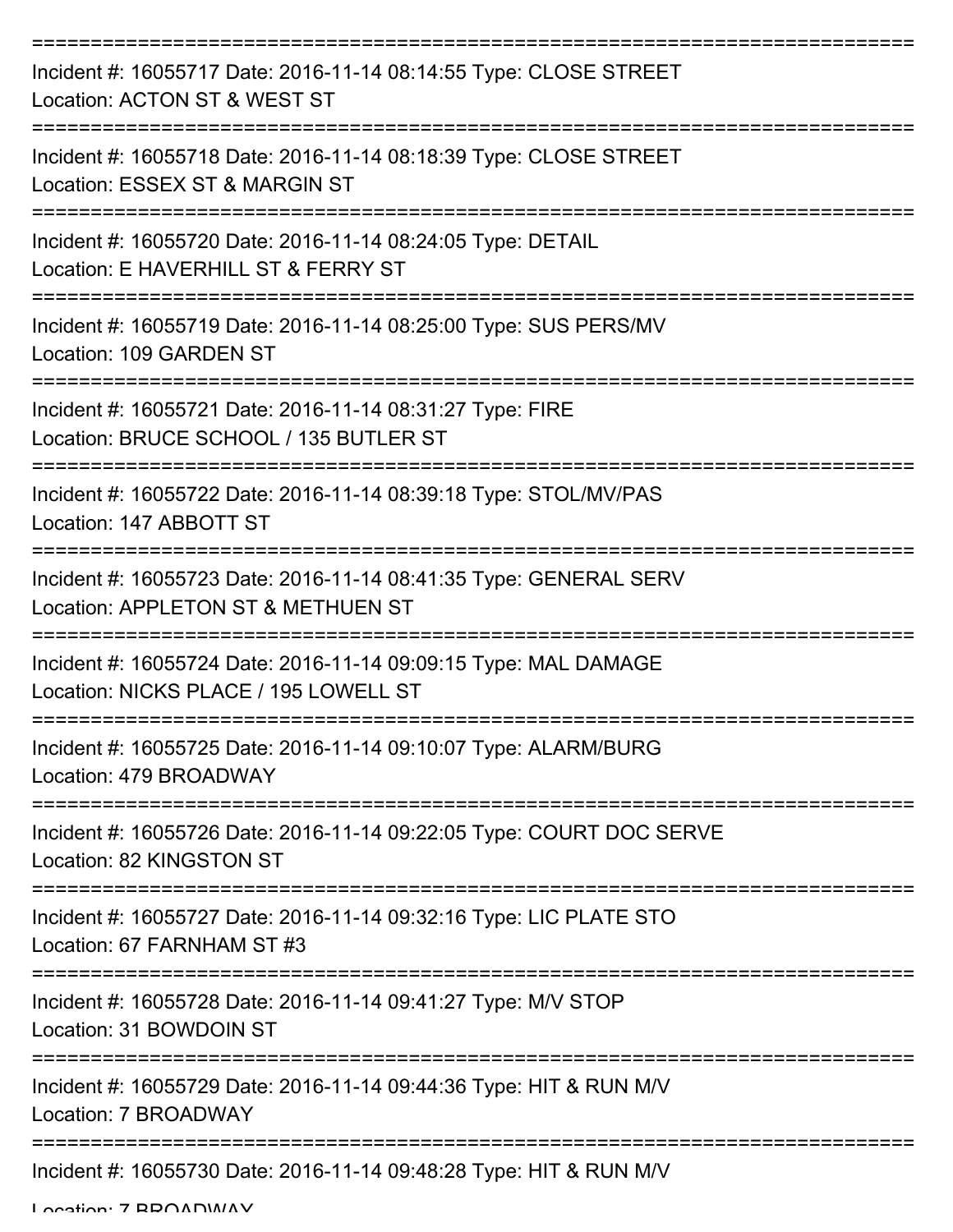===========================================================================

Incident #: 16055717 Date: 2016-11-14 08:14:55 Type: CLOSE STREET
Location: ACTON ST & WEST ST

===========================================================================

Incident #: 16055718 Date: 2016-11-14 08:18:39 Type: CLOSE STREET
Location: ESSEX ST & MARGIN ST

===========================================================================

Incident #: 16055720 Date: 2016-11-14 08:24:05 Type: DETAIL
Location: E HAVERHILL ST & FERRY ST

===========================================================================

Incident #: 16055719 Date: 2016-11-14 08:25:00 Type: SUS PERS/MV
Location: 109 GARDEN ST

===========================================================================

Incident #: 16055721 Date: 2016-11-14 08:31:27 Type: FIRE
Location: BRUCE SCHOOL / 135 BUTLER ST

===========================================================================

Incident #: 16055722 Date: 2016-11-14 08:39:18 Type: STOL/MV/PAS
Location: 147 ABBOTT ST

===========================================================================

Incident #: 16055723 Date: 2016-11-14 08:41:35 Type: GENERAL SERV
Location: APPLETON ST & METHUEN ST

===========================================================================

Incident #: 16055724 Date: 2016-11-14 09:09:15 Type: MAL DAMAGE
Location: NICKS PLACE / 195 LOWELL ST

===========================================================================

Incident #: 16055725 Date: 2016-11-14 09:10:07 Type: ALARM/BURG
Location: 479 BROADWAY

===========================================================================

Incident #: 16055726 Date: 2016-11-14 09:22:05 Type: COURT DOC SERVE
Location: 82 KINGSTON ST

===========================================================================

Incident #: 16055727 Date: 2016-11-14 09:32:16 Type: LIC PLATE STO
Location: 67 FARNHAM ST #3

===========================================================================

Incident #: 16055728 Date: 2016-11-14 09:41:27 Type: M/V STOP
Location: 31 BOWDOIN ST

===========================================================================

Incident #: 16055729 Date: 2016-11-14 09:44:36 Type: HIT & RUN M/V
Location: 7 BROADWAY

===========================================================================

Incident #: 16055730 Date: 2016-11-14 09:48:28 Type: HIT & RUN M/V
Location: 7 BROADWAY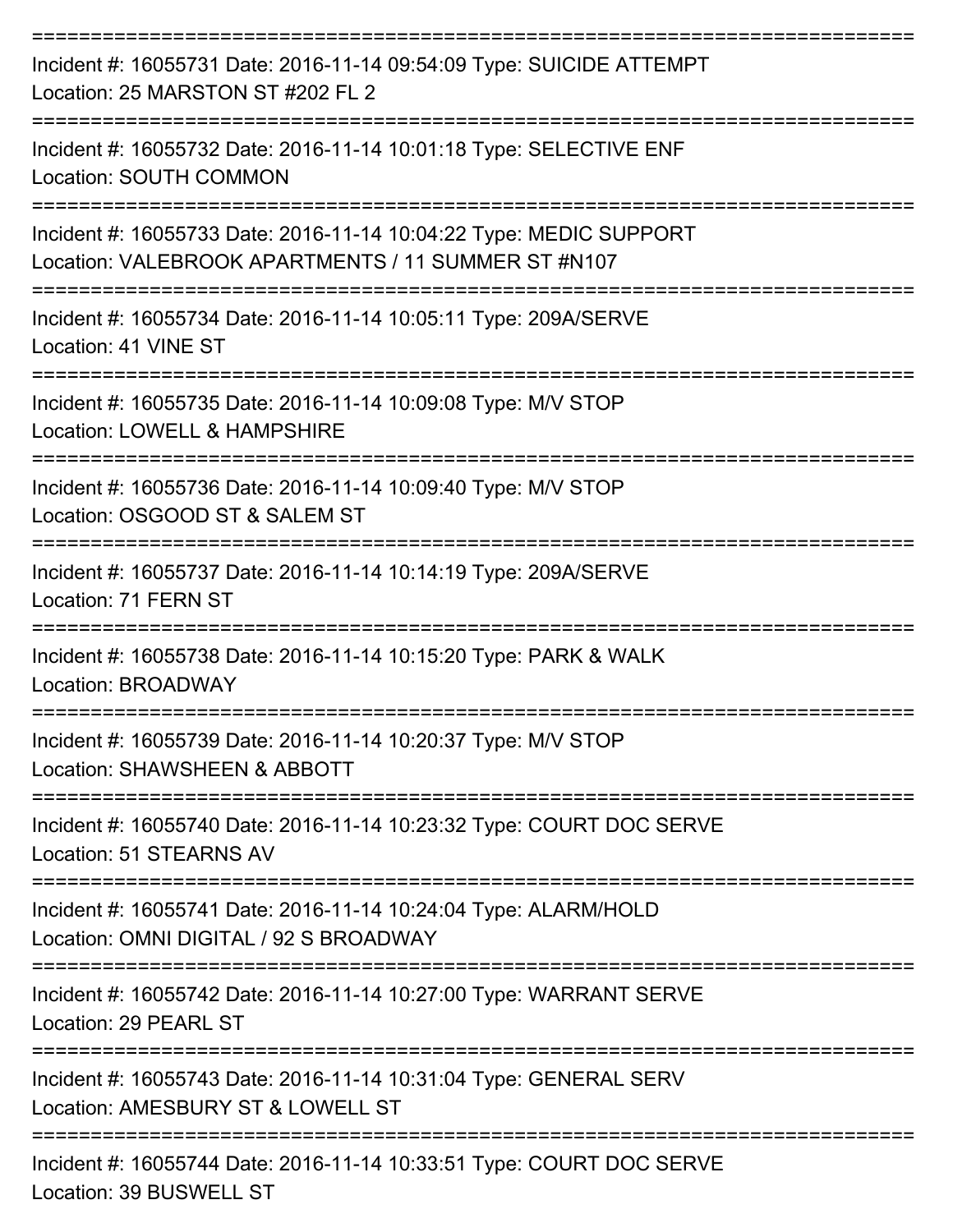===========================================================================

Incident #: 16055731 Date: 2016-11-14 09:54:09 Type: SUICIDE ATTEMPT
Location: 25 MARSTON ST #202 FL 2

===========================================================================

Incident #: 16055732 Date: 2016-11-14 10:01:18 Type: SELECTIVE ENF
Location: SOUTH COMMON

===========================================================================

Incident #: 16055733 Date: 2016-11-14 10:04:22 Type: MEDIC SUPPORT
Location: VALEBROOK APARTMENTS / 11 SUMMER ST #N107

===========================================================================

Incident #: 16055734 Date: 2016-11-14 10:05:11 Type: 209A/SERVE
Location: 41 VINE ST

===========================================================================

Incident #: 16055735 Date: 2016-11-14 10:09:08 Type: M/V STOP
Location: LOWELL & HAMPSHIRE

===========================================================================

Incident #: 16055736 Date: 2016-11-14 10:09:40 Type: M/V STOP
Location: OSGOOD ST & SALEM ST

===========================================================================

Incident #: 16055737 Date: 2016-11-14 10:14:19 Type: 209A/SERVE
Location: 71 FERN ST

===========================================================================

Incident #: 16055738 Date: 2016-11-14 10:15:20 Type: PARK & WALK
Location: BROADWAY

===========================================================================

Incident #: 16055739 Date: 2016-11-14 10:20:37 Type: M/V STOP
Location: SHAWSHEEN & ABBOTT

===========================================================================

Incident #: 16055740 Date: 2016-11-14 10:23:32 Type: COURT DOC SERVE
Location: 51 STEARNS AV

===========================================================================

Incident #: 16055741 Date: 2016-11-14 10:24:04 Type: ALARM/HOLD
Location: OMNI DIGITAL / 92 S BROADWAY

===========================================================================

Incident #: 16055742 Date: 2016-11-14 10:27:00 Type: WARRANT SERVE
Location: 29 PEARL ST

===========================================================================

Incident #: 16055743 Date: 2016-11-14 10:31:04 Type: GENERAL SERV
Location: AMESBURY ST & LOWELL ST

===========================================================================

Incident #: 16055744 Date: 2016-11-14 10:33:51 Type: COURT DOC SERVE
Location: 39 BUSWELL ST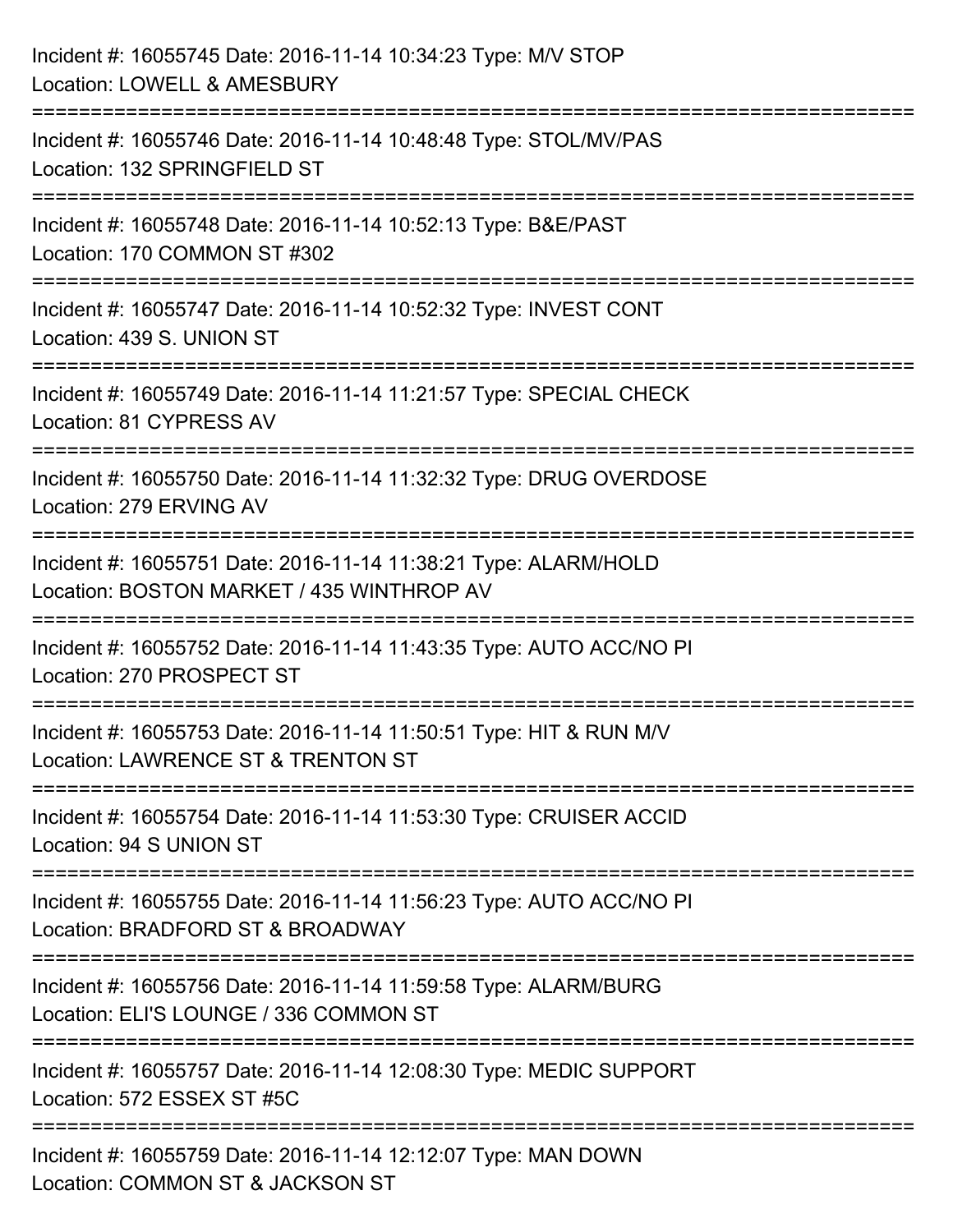Incident #: 16055745 Date: 2016-11-14 10:34:23 Type: M/V STOP
Location: LOWELL & AMESBURY

===========================================================================

Incident #: 16055746 Date: 2016-11-14 10:48:48 Type: STOL/MV/PAS
Location: 132 SPRINGFIELD ST

===========================================================================

Incident #: 16055748 Date: 2016-11-14 10:52:13 Type: B&E/PAST
Location: 170 COMMON ST #302

===========================================================================

Incident #: 16055747 Date: 2016-11-14 10:52:32 Type: INVEST CONT
Location: 439 S. UNION ST

===========================================================================

Incident #: 16055749 Date: 2016-11-14 11:21:57 Type: SPECIAL CHECK
Location: 81 CYPRESS AV

===========================================================================

Incident #: 16055750 Date: 2016-11-14 11:32:32 Type: DRUG OVERDOSE
Location: 279 ERVING AV

===========================================================================

Incident #: 16055751 Date: 2016-11-14 11:38:21 Type: ALARM/HOLD
Location: BOSTON MARKET / 435 WINTHROP AV

===========================================================================

Incident #: 16055752 Date: 2016-11-14 11:43:35 Type: AUTO ACC/NO PI
Location: 270 PROSPECT ST

===========================================================================

Incident #: 16055753 Date: 2016-11-14 11:50:51 Type: HIT & RUN M/V
Location: LAWRENCE ST & TRENTON ST

===========================================================================

Incident #: 16055754 Date: 2016-11-14 11:53:30 Type: CRUISER ACCID
Location: 94 S UNION ST

===========================================================================

Incident #: 16055755 Date: 2016-11-14 11:56:23 Type: AUTO ACC/NO PI
Location: BRADFORD ST & BROADWAY

===========================================================================

Incident #: 16055756 Date: 2016-11-14 11:59:58 Type: ALARM/BURG
Location: ELI'S LOUNGE / 336 COMMON ST

===========================================================================

Incident #: 16055757 Date: 2016-11-14 12:08:30 Type: MEDIC SUPPORT
Location: 572 ESSEX ST #5C

===========================================================================

Incident #: 16055759 Date: 2016-11-14 12:12:07 Type: MAN DOWN
Location: COMMON ST & JACKSON ST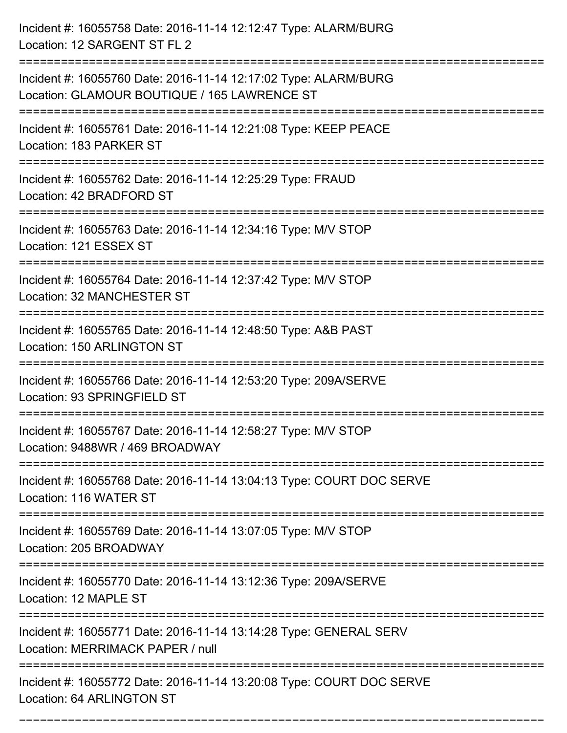Incident #: 16055758 Date: 2016-11-14 12:12:47 Type: ALARM/BURG
Location: 12 SARGENT ST FL 2

===========================================================================

Incident #: 16055760 Date: 2016-11-14 12:17:02 Type: ALARM/BURG
Location: GLAMOUR BOUTIQUE / 165 LAWRENCE ST

===========================================================================

Incident #: 16055761 Date: 2016-11-14 12:21:08 Type: KEEP PEACE
Location: 183 PARKER ST

===========================================================================

Incident #: 16055762 Date: 2016-11-14 12:25:29 Type: FRAUD
Location: 42 BRADFORD ST

===========================================================================

Incident #: 16055763 Date: 2016-11-14 12:34:16 Type: M/V STOP
Location: 121 ESSEX ST

===========================================================================

Incident #: 16055764 Date: 2016-11-14 12:37:42 Type: M/V STOP
Location: 32 MANCHESTER ST

===========================================================================

Incident #: 16055765 Date: 2016-11-14 12:48:50 Type: A&B PAST
Location: 150 ARLINGTON ST

===========================================================================

Incident #: 16055766 Date: 2016-11-14 12:53:20 Type: 209A/SERVE
Location: 93 SPRINGFIELD ST

===========================================================================

Incident #: 16055767 Date: 2016-11-14 12:58:27 Type: M/V STOP
Location: 9488WR / 469 BROADWAY

===========================================================================

Incident #: 16055768 Date: 2016-11-14 13:04:13 Type: COURT DOC SERVE
Location: 116 WATER ST

===========================================================================

Incident #: 16055769 Date: 2016-11-14 13:07:05 Type: M/V STOP
Location: 205 BROADWAY

===========================================================================

Incident #: 16055770 Date: 2016-11-14 13:12:36 Type: 209A/SERVE
Location: 12 MAPLE ST

===========================================================================

Incident #: 16055771 Date: 2016-11-14 13:14:28 Type: GENERAL SERV
Location: MERRIMACK PAPER / null

===========================================================================

Incident #: 16055772 Date: 2016-11-14 13:20:08 Type: COURT DOC SERVE
Location: 64 ARLINGTON ST

===========================================================================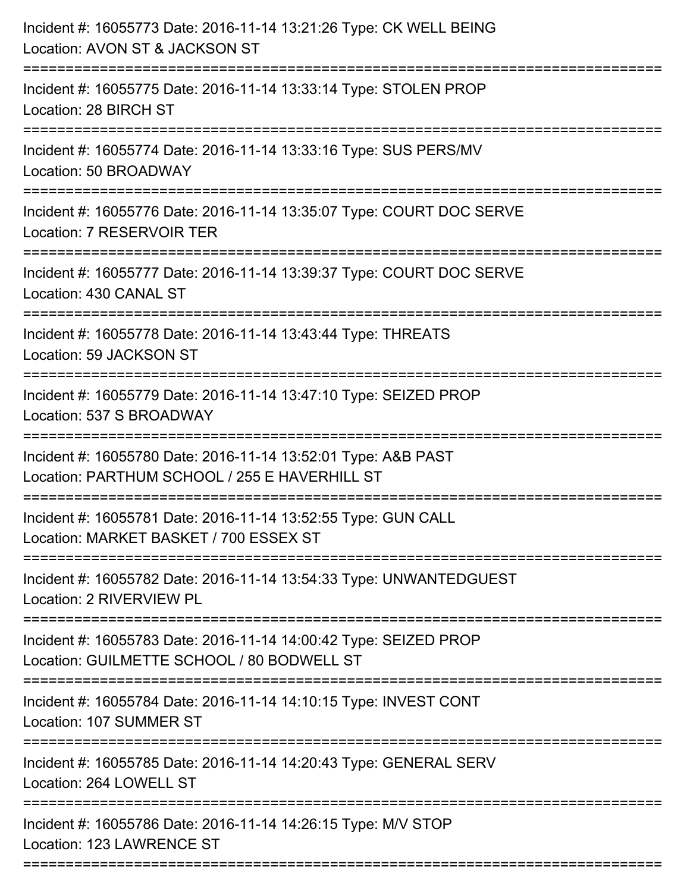Incident #: 16055773 Date: 2016-11-14 13:21:26 Type: CK WELL BEING
Location: AVON ST & JACKSON ST

===========================================================================

Incident #: 16055775 Date: 2016-11-14 13:33:14 Type: STOLEN PROP
Location: 28 BIRCH ST

===========================================================================

Incident #: 16055774 Date: 2016-11-14 13:33:16 Type: SUS PERS/MV
Location: 50 BROADWAY

===========================================================================

Incident #: 16055776 Date: 2016-11-14 13:35:07 Type: COURT DOC SERVE
Location: 7 RESERVOIR TER

===========================================================================

Incident #: 16055777 Date: 2016-11-14 13:39:37 Type: COURT DOC SERVE
Location: 430 CANAL ST

===========================================================================

Incident #: 16055778 Date: 2016-11-14 13:43:44 Type: THREATS
Location: 59 JACKSON ST

===========================================================================

Incident #: 16055779 Date: 2016-11-14 13:47:10 Type: SEIZED PROP
Location: 537 S BROADWAY

===========================================================================

Incident #: 16055780 Date: 2016-11-14 13:52:01 Type: A&B PAST
Location: PARTHUM SCHOOL / 255 E HAVERHILL ST

===========================================================================

Incident #: 16055781 Date: 2016-11-14 13:52:55 Type: GUN CALL
Location: MARKET BASKET / 700 ESSEX ST

===========================================================================

Incident #: 16055782 Date: 2016-11-14 13:54:33 Type: UNWANTEDGUEST
Location: 2 RIVERVIEW PL

===========================================================================

Incident #: 16055783 Date: 2016-11-14 14:00:42 Type: SEIZED PROP
Location: GUILMETTE SCHOOL / 80 BODWELL ST

===========================================================================

Incident #: 16055784 Date: 2016-11-14 14:10:15 Type: INVEST CONT
Location: 107 SUMMER ST

===========================================================================

Incident #: 16055785 Date: 2016-11-14 14:20:43 Type: GENERAL SERV
Location: 264 LOWELL ST

===========================================================================

Incident #: 16055786 Date: 2016-11-14 14:26:15 Type: M/V STOP
Location: 123 LAWRENCE ST

===========================================================================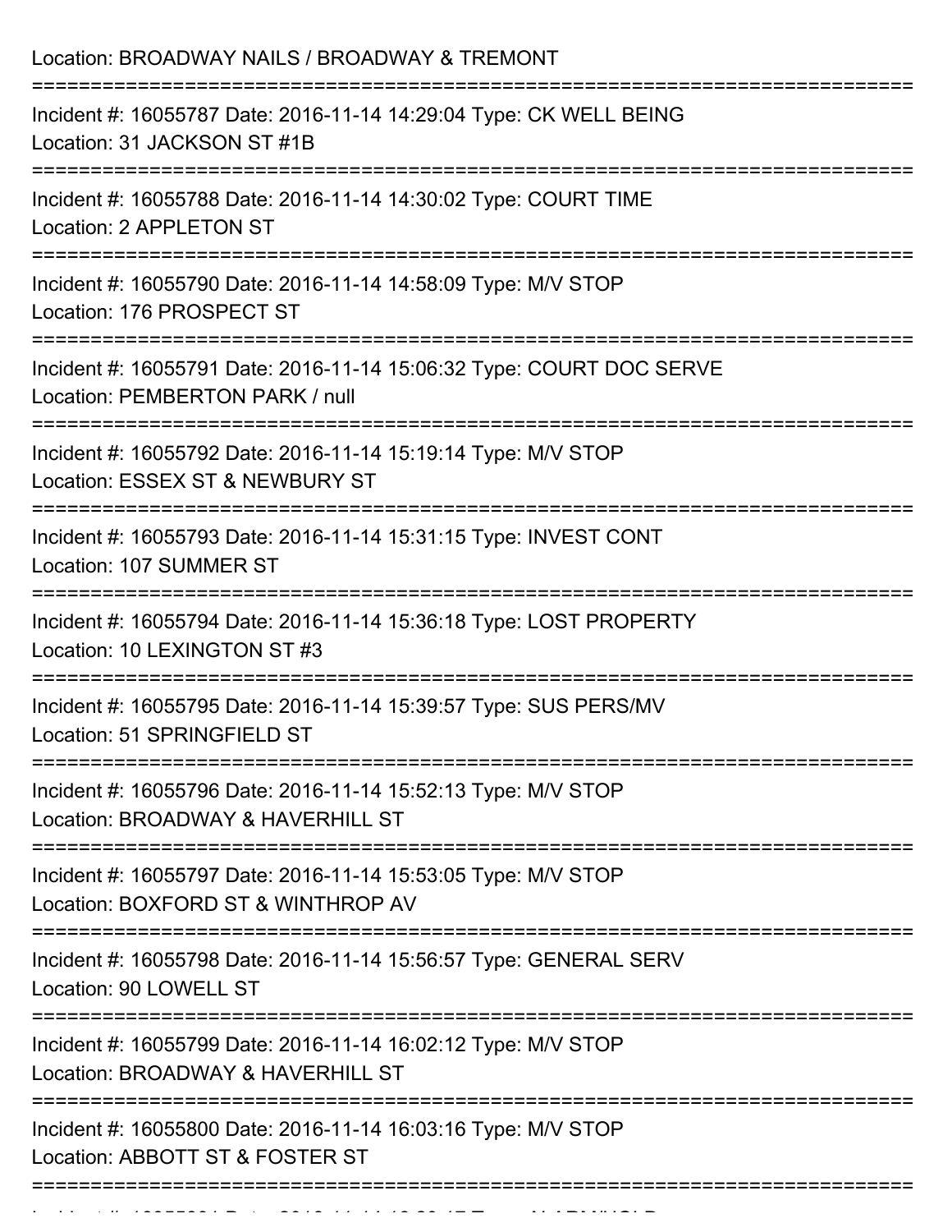Location: BROADWAY NAILS / BROADWAY & TREMONT

===========================================================================

Incident #: 16055787 Date: 2016-11-14 14:29:04 Type: CK WELL BEING

Location: 31 JACKSON ST #1B

===========================================================================

Incident #: 16055788 Date: 2016-11-14 14:30:02 Type: COURT TIME

Location: 2 APPLETON ST

===========================================================================

Incident #: 16055790 Date: 2016-11-14 14:58:09 Type: M/V STOP

Location: 176 PROSPECT ST

===========================================================================

Incident #: 16055791 Date: 2016-11-14 15:06:32 Type: COURT DOC SERVE

Location: PEMBERTON PARK / null

===========================================================================

Incident #: 16055792 Date: 2016-11-14 15:19:14 Type: M/V STOP

Location: ESSEX ST & NEWBURY ST

===========================================================================

Incident #: 16055793 Date: 2016-11-14 15:31:15 Type: INVEST CONT

Location: 107 SUMMER ST

===========================================================================

Incident #: 16055794 Date: 2016-11-14 15:36:18 Type: LOST PROPERTY

Location: 10 LEXINGTON ST #3

===========================================================================

Incident #: 16055795 Date: 2016-11-14 15:39:57 Type: SUS PERS/MV

Location: 51 SPRINGFIELD ST

===========================================================================

Incident #: 16055796 Date: 2016-11-14 15:52:13 Type: M/V STOP

Location: BROADWAY & HAVERHILL ST

===========================================================================

Incident #: 16055797 Date: 2016-11-14 15:53:05 Type: M/V STOP

Location: BOXFORD ST & WINTHROP AV

===========================================================================

Incident #: 16055798 Date: 2016-11-14 15:56:57 Type: GENERAL SERV

Location: 90 LOWELL ST

===========================================================================

Incident #: 16055799 Date: 2016-11-14 16:02:12 Type: M/V STOP

Location: BROADWAY & HAVERHILL ST

===========================================================================

Incident #: 16055800 Date: 2016-11-14 16:03:16 Type: M/V STOP

Location: ABBOTT ST & FOSTER ST

===========================================================================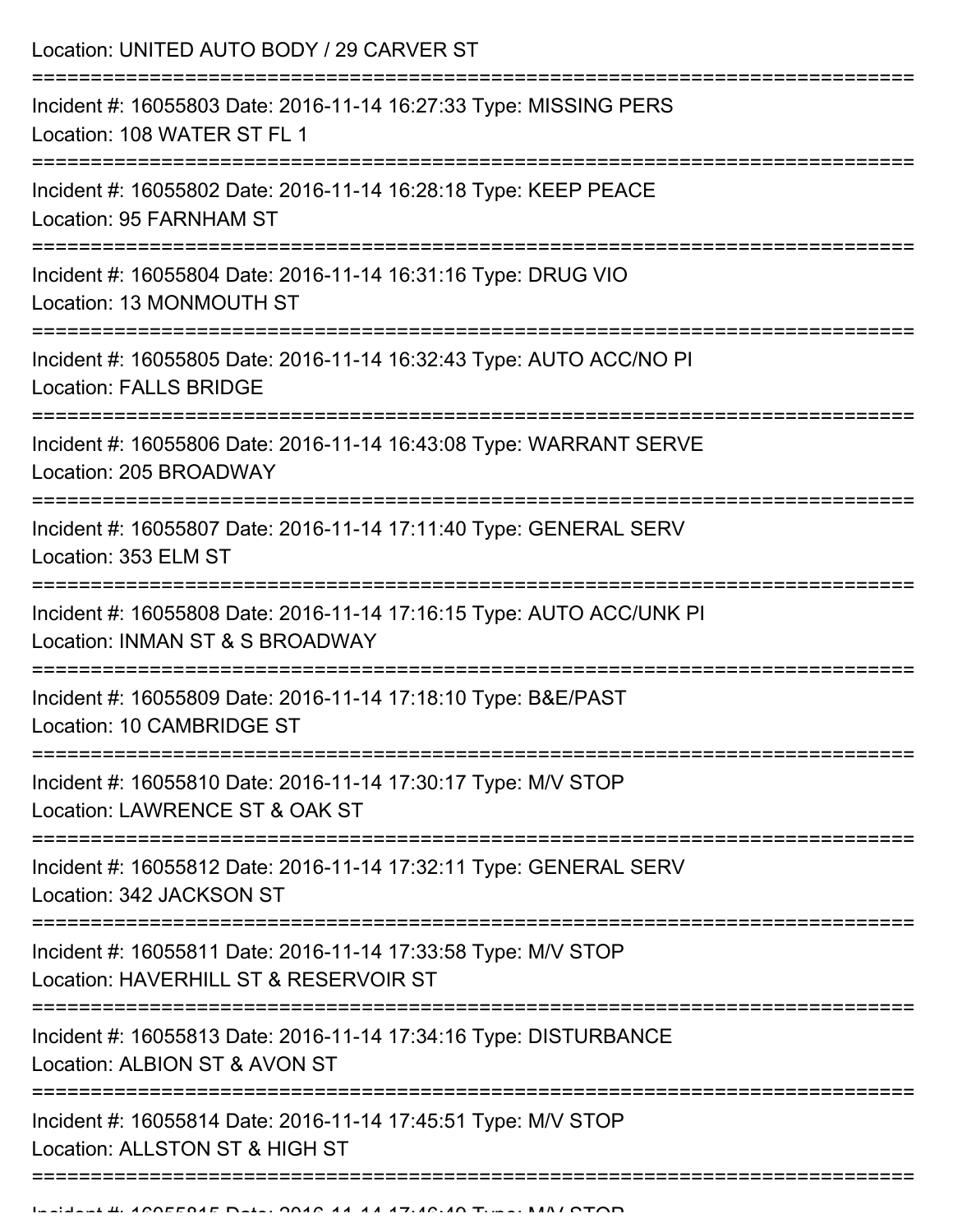Location: UNITED AUTO BODY / 29 CARVER ST

===========================================================================

Incident #: 16055803 Date: 2016-11-14 16:27:33 Type: MISSING PERS
Location: 108 WATER ST FL 1

===========================================================================

Incident #: 16055802 Date: 2016-11-14 16:28:18 Type: KEEP PEACE
Location: 95 FARNHAM ST

===========================================================================

Incident #: 16055804 Date: 2016-11-14 16:31:16 Type: DRUG VIO
Location: 13 MONMOUTH ST

===========================================================================

Incident #: 16055805 Date: 2016-11-14 16:32:43 Type: AUTO ACC/NO PI
Location: FALLS BRIDGE

===========================================================================

Incident #: 16055806 Date: 2016-11-14 16:43:08 Type: WARRANT SERVE
Location: 205 BROADWAY

===========================================================================

Incident #: 16055807 Date: 2016-11-14 17:11:40 Type: GENERAL SERV
Location: 353 ELM ST

===========================================================================

Incident #: 16055808 Date: 2016-11-14 17:16:15 Type: AUTO ACC/UNK PI
Location: INMAN ST & S BROADWAY

===========================================================================

Incident #: 16055809 Date: 2016-11-14 17:18:10 Type: B&E/PAST
Location: 10 CAMBRIDGE ST

===========================================================================

Incident #: 16055810 Date: 2016-11-14 17:30:17 Type: M/V STOP
Location: LAWRENCE ST & OAK ST

===========================================================================

Incident #: 16055812 Date: 2016-11-14 17:32:11 Type: GENERAL SERV
Location: 342 JACKSON ST

===========================================================================

Incident #: 16055811 Date: 2016-11-14 17:33:58 Type: M/V STOP
Location: HAVERHILL ST & RESERVOIR ST

===========================================================================

Incident #: 16055813 Date: 2016-11-14 17:34:16 Type: DISTURBANCE
Location: ALBION ST & AVON ST

===========================================================================

Incident #: 16055814 Date: 2016-11-14 17:45:51 Type: M/V STOP
Location: ALLSTON ST & HIGH ST

===========================================================================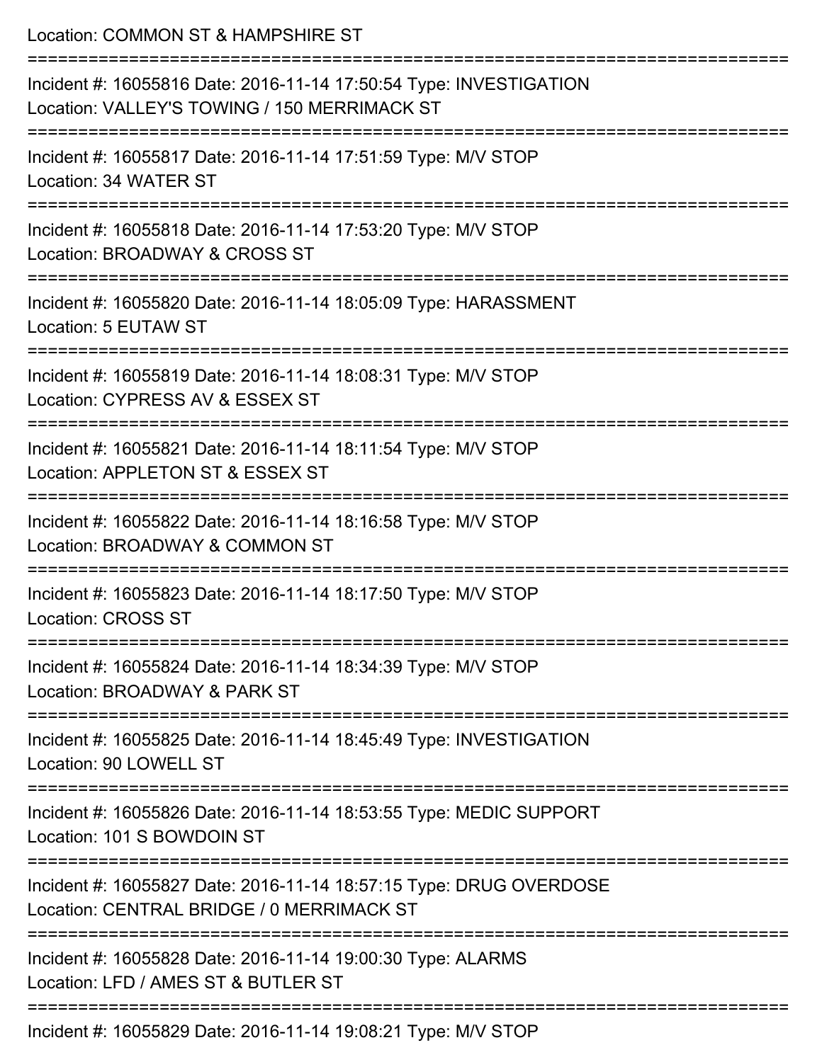Location: COMMON ST & HAMPSHIRE ST

===========================================================================

Incident #: 16055816 Date: 2016-11-14 17:50:54 Type: INVESTIGATION
Location: VALLEY'S TOWING / 150 MERRIMACK ST

===========================================================================

Incident #: 16055817 Date: 2016-11-14 17:51:59 Type: M/V STOP
Location: 34 WATER ST

===========================================================================

Incident #: 16055818 Date: 2016-11-14 17:53:20 Type: M/V STOP
Location: BROADWAY & CROSS ST

===========================================================================

Incident #: 16055820 Date: 2016-11-14 18:05:09 Type: HARASSMENT
Location: 5 EUTAW ST

===========================================================================

Incident #: 16055819 Date: 2016-11-14 18:08:31 Type: M/V STOP
Location: CYPRESS AV & ESSEX ST

===========================================================================

Incident #: 16055821 Date: 2016-11-14 18:11:54 Type: M/V STOP
Location: APPLETON ST & ESSEX ST

===========================================================================

Incident #: 16055822 Date: 2016-11-14 18:16:58 Type: M/V STOP
Location: BROADWAY & COMMON ST

===========================================================================

Incident #: 16055823 Date: 2016-11-14 18:17:50 Type: M/V STOP
Location: CROSS ST

===========================================================================

Incident #: 16055824 Date: 2016-11-14 18:34:39 Type: M/V STOP
Location: BROADWAY & PARK ST

===========================================================================

Incident #: 16055825 Date: 2016-11-14 18:45:49 Type: INVESTIGATION
Location: 90 LOWELL ST

===========================================================================

Incident #: 16055826 Date: 2016-11-14 18:53:55 Type: MEDIC SUPPORT
Location: 101 S BOWDOIN ST

===========================================================================

Incident #: 16055827 Date: 2016-11-14 18:57:15 Type: DRUG OVERDOSE
Location: CENTRAL BRIDGE / 0 MERRIMACK ST

===========================================================================

Incident #: 16055828 Date: 2016-11-14 19:00:30 Type: ALARMS
Location: LFD / AMES ST & BUTLER ST

===========================================================================

Incident #: 16055829 Date: 2016-11-14 19:08:21 Type: M/V STOP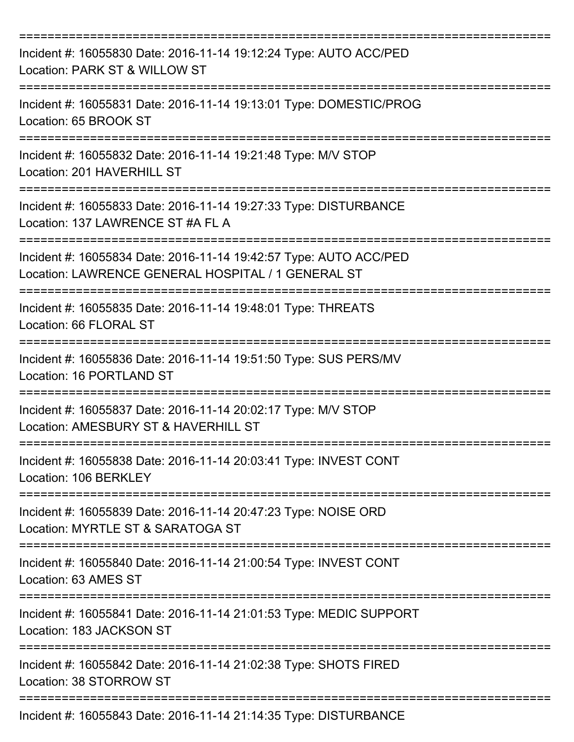===========================================================================

Incident #: 16055830 Date: 2016-11-14 19:12:24 Type: AUTO ACC/PED
Location: PARK ST & WILLOW ST

===========================================================================

Incident #: 16055831 Date: 2016-11-14 19:13:01 Type: DOMESTIC/PROG
Location: 65 BROOK ST

===========================================================================

Incident #: 16055832 Date: 2016-11-14 19:21:48 Type: M/V STOP
Location: 201 HAVERHILL ST

===========================================================================

Incident #: 16055833 Date: 2016-11-14 19:27:33 Type: DISTURBANCE
Location: 137 LAWRENCE ST #A FL A

===========================================================================

Incident #: 16055834 Date: 2016-11-14 19:42:57 Type: AUTO ACC/PED
Location: LAWRENCE GENERAL HOSPITAL / 1 GENERAL ST

===========================================================================

Incident #: 16055835 Date: 2016-11-14 19:48:01 Type: THREATS
Location: 66 FLORAL ST

===========================================================================

Incident #: 16055836 Date: 2016-11-14 19:51:50 Type: SUS PERS/MV
Location: 16 PORTLAND ST

===========================================================================

Incident #: 16055837 Date: 2016-11-14 20:02:17 Type: M/V STOP
Location: AMESBURY ST & HAVERHILL ST

===========================================================================

Incident #: 16055838 Date: 2016-11-14 20:03:41 Type: INVEST CONT
Location: 106 BERKLEY

===========================================================================

Incident #: 16055839 Date: 2016-11-14 20:47:23 Type: NOISE ORD
Location: MYRTLE ST & SARATOGA ST

===========================================================================

Incident #: 16055840 Date: 2016-11-14 21:00:54 Type: INVEST CONT
Location: 63 AMES ST

===========================================================================

Incident #: 16055841 Date: 2016-11-14 21:01:53 Type: MEDIC SUPPORT
Location: 183 JACKSON ST

===========================================================================

Incident #: 16055842 Date: 2016-11-14 21:02:38 Type: SHOTS FIRED
Location: 38 STORROW ST

===========================================================================

Incident #: 16055843 Date: 2016-11-14 21:14:35 Type: DISTURBANCE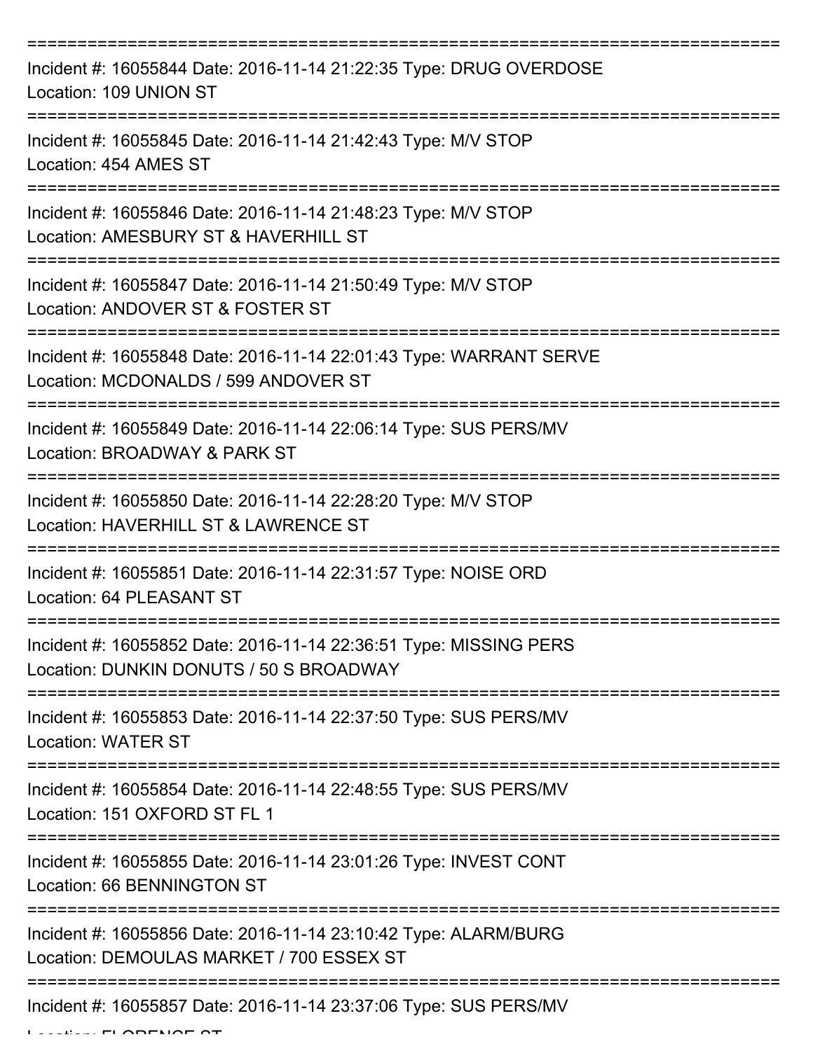===========================================================================

Incident #: 16055844 Date: 2016-11-14 21:22:35 Type: DRUG OVERDOSE
Location: 109 UNION ST

===========================================================================

Incident #: 16055845 Date: 2016-11-14 21:42:43 Type: M/V STOP
Location: 454 AMES ST

===========================================================================

Incident #: 16055846 Date: 2016-11-14 21:48:23 Type: M/V STOP
Location: AMESBURY ST & HAVERHILL ST

===========================================================================

Incident #: 16055847 Date: 2016-11-14 21:50:49 Type: M/V STOP
Location: ANDOVER ST & FOSTER ST

===========================================================================

Incident #: 16055848 Date: 2016-11-14 22:01:43 Type: WARRANT SERVE
Location: MCDONALDS / 599 ANDOVER ST

===========================================================================

Incident #: 16055849 Date: 2016-11-14 22:06:14 Type: SUS PERS/MV
Location: BROADWAY & PARK ST

===========================================================================

Incident #: 16055850 Date: 2016-11-14 22:28:20 Type: M/V STOP
Location: HAVERHILL ST & LAWRENCE ST

===========================================================================

Incident #: 16055851 Date: 2016-11-14 22:31:57 Type: NOISE ORD
Location: 64 PLEASANT ST

===========================================================================

Incident #: 16055852 Date: 2016-11-14 22:36:51 Type: MISSING PERS
Location: DUNKIN DONUTS / 50 S BROADWAY

===========================================================================

Incident #: 16055853 Date: 2016-11-14 22:37:50 Type: SUS PERS/MV
Location: WATER ST

===========================================================================

Incident #: 16055854 Date: 2016-11-14 22:48:55 Type: SUS PERS/MV
Location: 151 OXFORD ST FL 1

===========================================================================

Incident #: 16055855 Date: 2016-11-14 23:01:26 Type: INVEST CONT
Location: 66 BENNINGTON ST

===========================================================================

Incident #: 16055856 Date: 2016-11-14 23:10:42 Type: ALARM/BURG
Location: DEMOULAS MARKET / 700 ESSEX ST

===========================================================================

Incident #: 16055857 Date: 2016-11-14 23:37:06 Type: SUS PERS/MV
Location: FLORENCE ST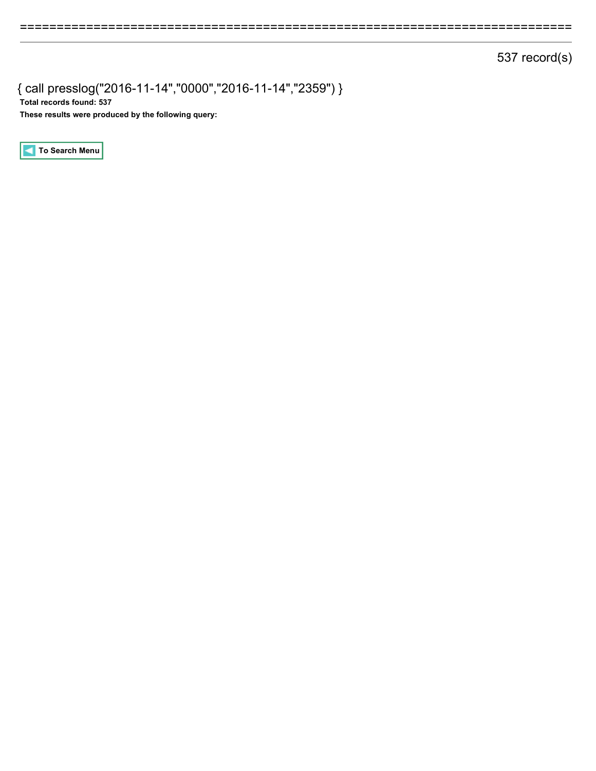==============================================================================

537 record(s)

{ call presslog("2016-11-14","0000","2016-11-14","2359") }

**Total records found: 537**

**These results were produced by the following query:**

**To Search Menu**